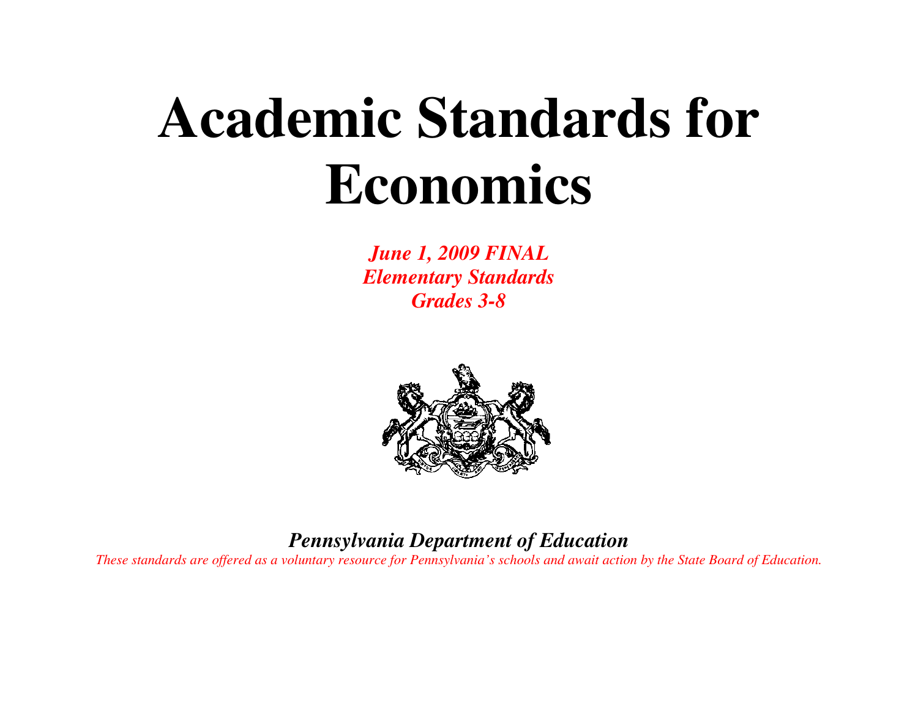# Academic Standards for Economics

***June 1, 2009 FINAL***
***Elementary Standards***
***Grades 3-8***

***Pennsylvania Department of Education***

*These standards are offered as a voluntary resource for Pennsylvania's schools and await action by the State Board of Education.*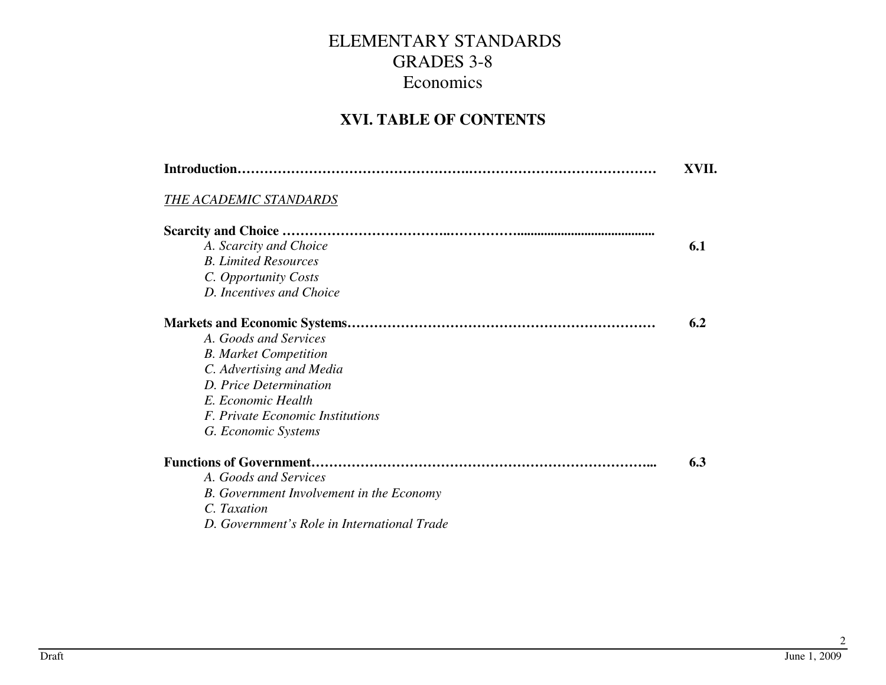# ELEMENTARY STANDARDS
# GRADES 3-8
# Economics

## XVI. TABLE OF CONTENTS

**Introduction……………………………………………………………………………………… XVII.**

*THE ACADEMIC STANDARDS*

**Scarcity and Choice …………………………………………………………………………………**

- *A. Scarcity and Choice* **6.1**
- *B. Limited Resources*
- *C. Opportunity Costs*
- *D. Incentives and Choice*

**Markets and Economic Systems…………………………………………………………… 6.2**

- *A. Goods and Services*
- *B. Market Competition*
- *C. Advertising and Media*
- *D. Price Determination*
- *E. Economic Health*
- *F. Private Economic Institutions*
- *G. Economic Systems*

**Functions of Government………………………………………………………………….... 6.3**

- *A. Goods and Services*
- *B. Government Involvement in the Economy*
- *C. Taxation*
- *D. Government's Role in International Trade*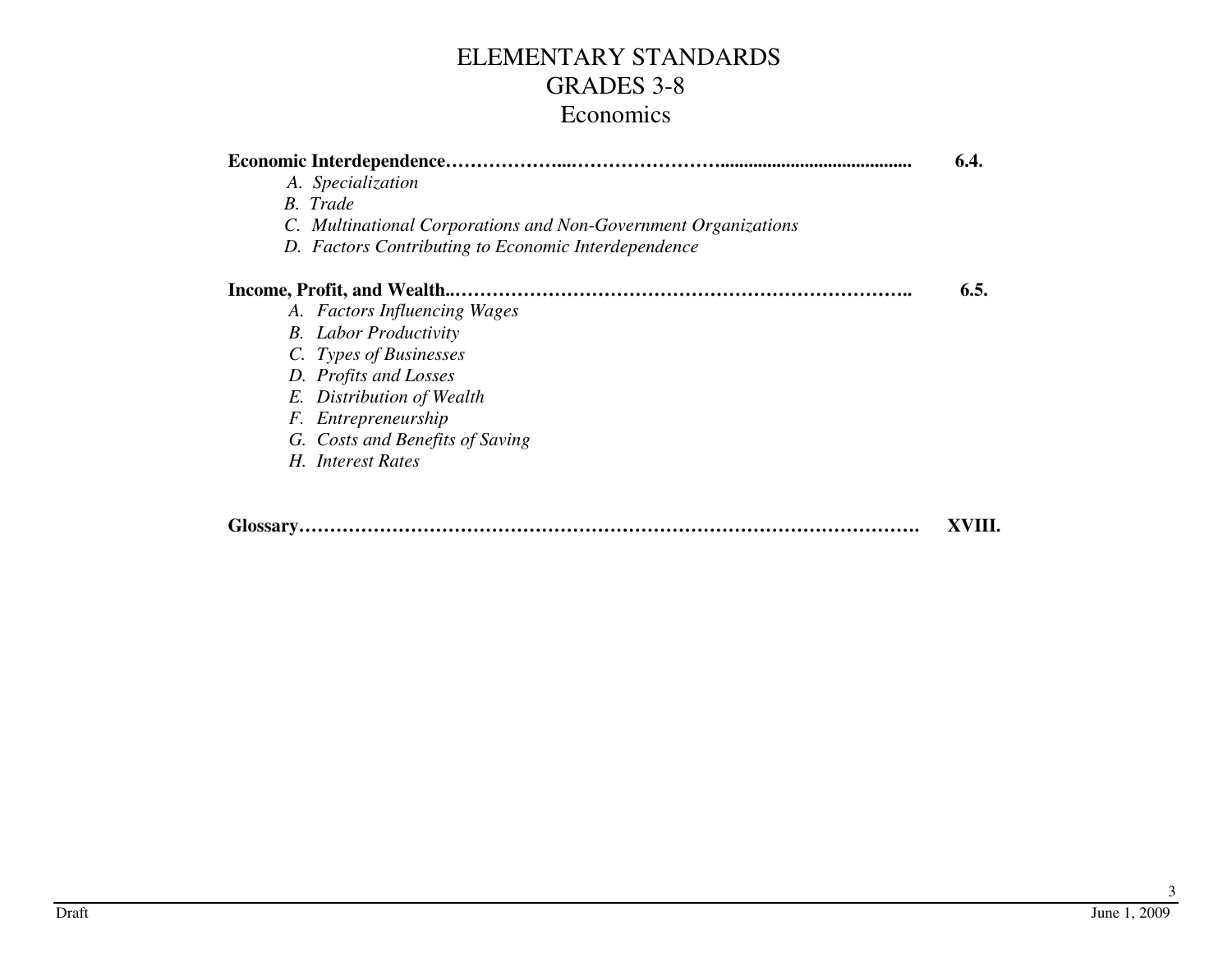# ELEMENTARY STANDARDS
## GRADES 3-8
## Economics

**Economic Interdependence……………….……………………........................................ 6.4.**

- *A. Specialization*
- *B. Trade*
- *C. Multinational Corporations and Non-Government Organizations*
- *D. Factors Contributing to Economic Interdependence*

**Income, Profit, and Wealth..…………………………………………………………….. 6.5.**

- *A. Factors Influencing Wages*
- *B. Labor Productivity*
- *C. Types of Businesses*
- *D. Profits and Losses*
- *E. Distribution of Wealth*
- *F. Entrepreneurship*
- *G. Costs and Benefits of Saving*
- *H. Interest Rates*

**Glossary……………………………………………………………………………………. XVIII.**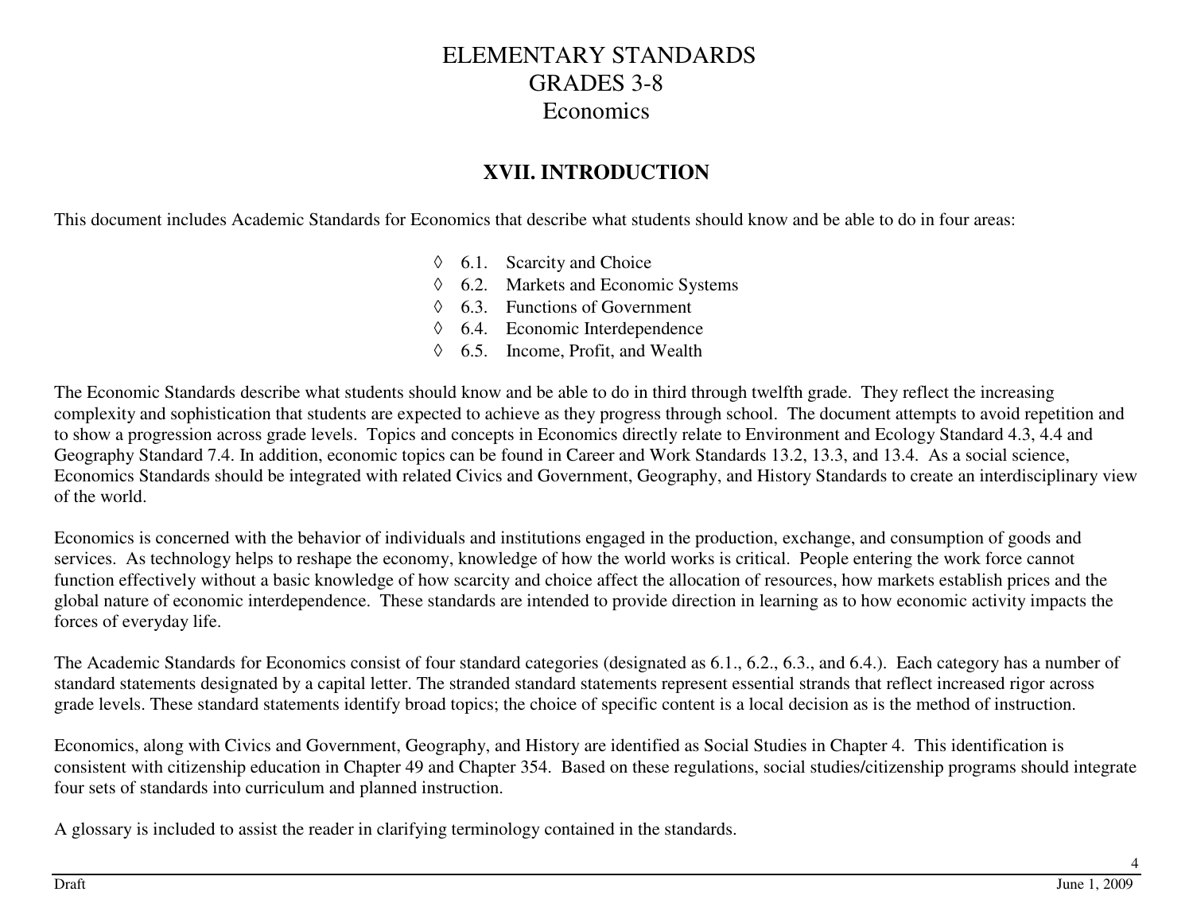# ELEMENTARY STANDARDS
# GRADES 3-8
# Economics

## XVII. INTRODUCTION

This document includes Academic Standards for Economics that describe what students should know and be able to do in four areas:

- ◊ 6.1. Scarcity and Choice
- ◊ 6.2. Markets and Economic Systems
- ◊ 6.3. Functions of Government
- ◊ 6.4. Economic Interdependence
- ◊ 6.5. Income, Profit, and Wealth

The Economic Standards describe what students should know and be able to do in third through twelfth grade. They reflect the increasing complexity and sophistication that students are expected to achieve as they progress through school. The document attempts to avoid repetition and to show a progression across grade levels. Topics and concepts in Economics directly relate to Environment and Ecology Standard 4.3, 4.4 and Geography Standard 7.4. In addition, economic topics can be found in Career and Work Standards 13.2, 13.3, and 13.4. As a social science, Economics Standards should be integrated with related Civics and Government, Geography, and History Standards to create an interdisciplinary view of the world.

Economics is concerned with the behavior of individuals and institutions engaged in the production, exchange, and consumption of goods and services. As technology helps to reshape the economy, knowledge of how the world works is critical. People entering the work force cannot function effectively without a basic knowledge of how scarcity and choice affect the allocation of resources, how markets establish prices and the global nature of economic interdependence. These standards are intended to provide direction in learning as to how economic activity impacts the forces of everyday life.

The Academic Standards for Economics consist of four standard categories (designated as 6.1., 6.2., 6.3., and 6.4.). Each category has a number of standard statements designated by a capital letter. The stranded standard statements represent essential strands that reflect increased rigor across grade levels. These standard statements identify broad topics; the choice of specific content is a local decision as is the method of instruction.

Economics, along with Civics and Government, Geography, and History are identified as Social Studies in Chapter 4. This identification is consistent with citizenship education in Chapter 49 and Chapter 354. Based on these regulations, social studies/citizenship programs should integrate four sets of standards into curriculum and planned instruction.

A glossary is included to assist the reader in clarifying terminology contained in the standards.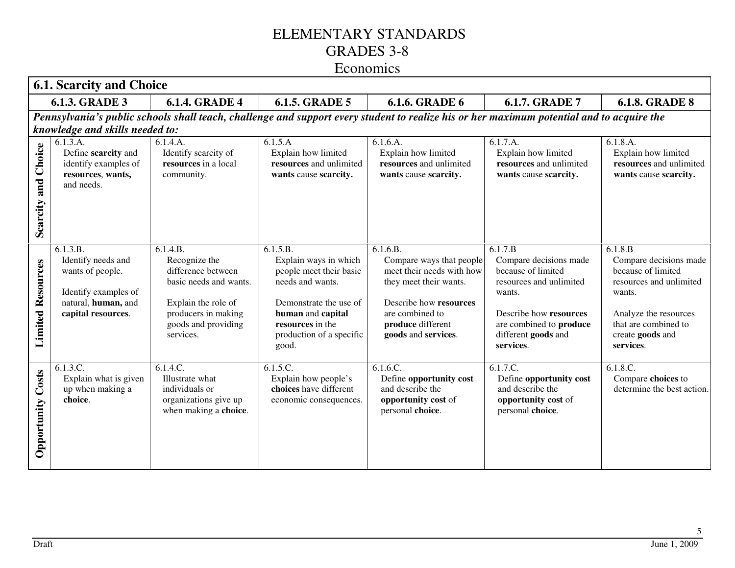# ELEMENTARY STANDARDS
# GRADES 3-8
## Economics

**6.1. Scarcity and Choice**

| | 6.1.3. GRADE 3 | 6.1.4. GRADE 4 | 6.1.5. GRADE 5 | 6.1.6. GRADE 6 | 6.1.7. GRADE 7 | 6.1.8. GRADE 8 |
|---|---|---|---|---|---|---|
| ***Pennsylvania's public schools shall teach, challenge and support every student to realize his or her maximum potential and to acquire the knowledge and skills needed to:*** | | | | | | |
| **Scarcity and Choice** | 6.1.3.A. Define **scarcity** and identify examples of **resources**, **wants,** and needs. | 6.1.4.A. Identify scarcity of **resources** in a local community. | 6.1.5.A Explain how limited **resources** and unlimited **wants** cause **scarcity.** | 6.1.6.A. Explain how limited **resources** and unlimited **wants** cause **scarcity.** | 6.1.7.A. Explain how limited **resources** and unlimited **wants** cause **scarcity.** | 6.1.8.A. Explain how limited **resources** and unlimited **wants** cause **scarcity.** |
| **Limited Resources** | 6.1.3.B. Identify needs and wants of people.<br><br>Identify examples of natural, **human,** and **capital resources**. | 6.1.4.B. Recognize the difference between basic needs and wants.<br><br>Explain the role of producers in making goods and providing services. | 6.1.5.B. Explain ways in which people meet their basic needs and wants.<br><br>Demonstrate the use of **human** and **capital resources** in the production of a specific good. | 6.1.6.B. Compare ways that people meet their needs with how they meet their wants.<br><br>Describe how **resources** are combined to **produce** different **goods** and **services**. | 6.1.7.B Compare decisions made because of limited resources and unlimited wants.<br><br>Describe how **resources** are combined to **produce** different **goods** and **services**. | 6.1.8.B Compare decisions made because of limited resources and unlimited wants.<br><br>Analyze the resources that are combined to create **goods** and **services**. |
| **Opportunity Costs** | 6.1.3.C. Explain what is given up when making a **choice**. | 6.1.4.C. Illustrate what individuals or organizations give up when making a **choice**. | 6.1.5.C. Explain how people's **choices** have different economic consequences. | 6.1.6.C. Define **opportunity cost** and describe the **opportunity cost** of personal **choice**. | 6.1.7.C. Define **opportunity cost** and describe the **opportunity cost** of personal **choice**. | 6.1.8.C. Compare **choices** to determine the best action. |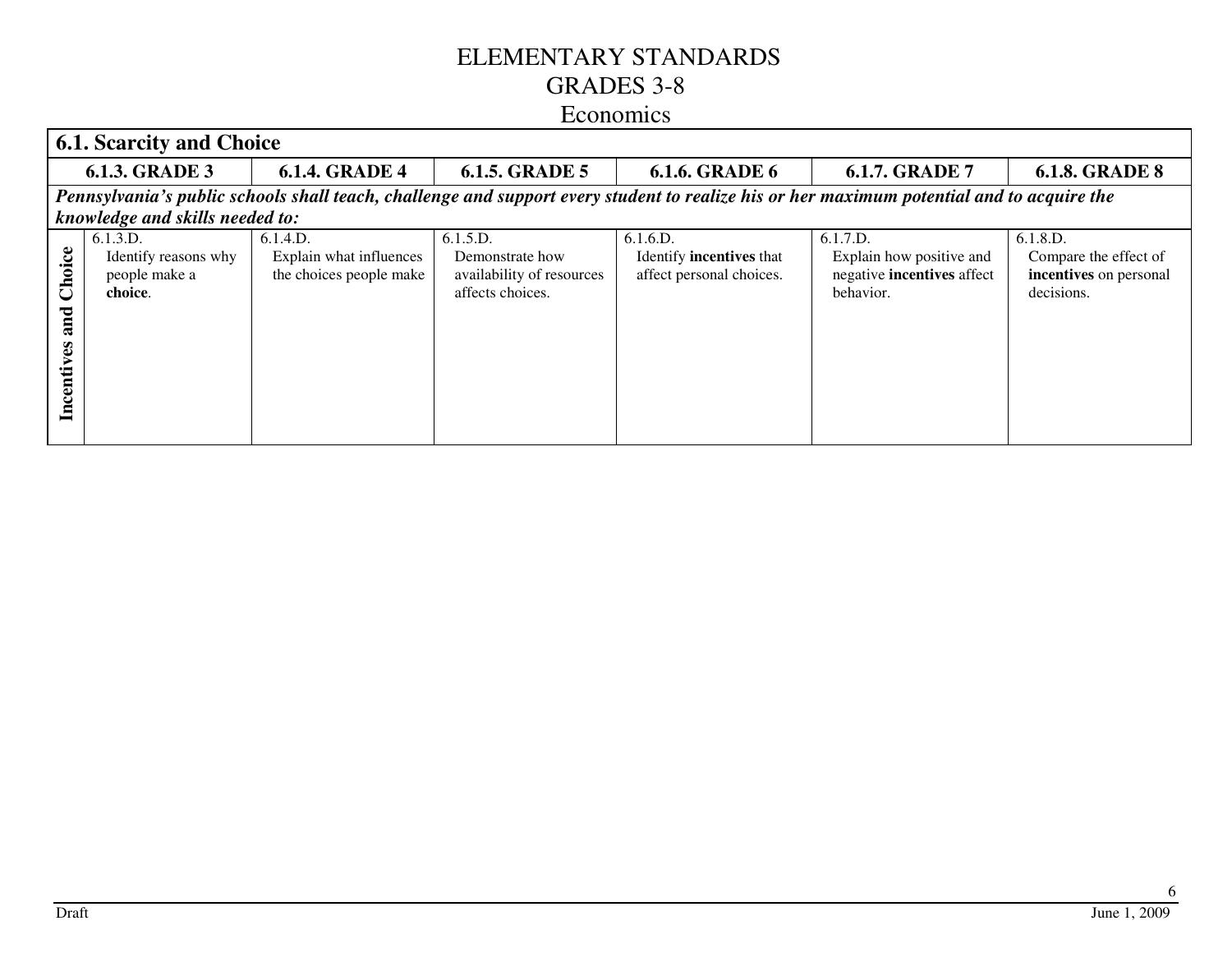# ELEMENTARY STANDARDS
## GRADES 3-8
## Economics

| **6.1. Scarcity and Choice** | | | | | | |
|---|---|---|---|---|---|---|
| | **6.1.3. GRADE 3** | **6.1.4. GRADE 4** | **6.1.5. GRADE 5** | **6.1.6. GRADE 6** | **6.1.7. GRADE 7** | **6.1.8. GRADE 8** |
| ***Pennsylvania's public schools shall teach, challenge and support every student to realize his or her maximum potential and to acquire the knowledge and skills needed to:*** | | | | | | |
| **Incentives and Choice** | 6.1.3.D. Identify reasons why people make a **choice**. | 6.1.4.D. Explain what influences the choices people make | 6.1.5.D. Demonstrate how availability of resources affects choices. | 6.1.6.D. Identify **incentives** that affect personal choices. | 6.1.7.D. Explain how positive and negative **incentives** affect behavior. | 6.1.8.D. Compare the effect of **incentives** on personal decisions. |

Draft

June 1, 2009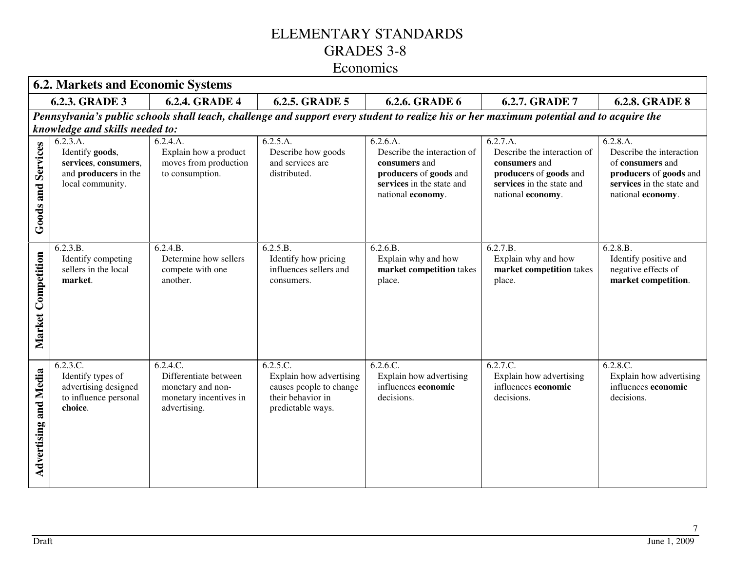# ELEMENTARY STANDARDS
# GRADES 3-8
## Economics

| 6.2. Markets and Economic Systems | | | | | | |
|---|---|---|---|---|---|---|
| | **6.2.3. GRADE 3** | **6.2.4. GRADE 4** | **6.2.5. GRADE 5** | **6.2.6. GRADE 6** | **6.2.7. GRADE 7** | **6.2.8. GRADE 8** |
| ***Pennsylvania's public schools shall teach, challenge and support every student to realize his or her maximum potential and to acquire the knowledge and skills needed to:*** | | | | | | |
| **Goods and Services** | 6.2.3.A. Identify **goods**, **services**, **consumers**, and **producers** in the local community. | 6.2.4.A. Explain how a product moves from production to consumption. | 6.2.5.A. Describe how goods and services are distributed. | 6.2.6.A. Describe the interaction of **consumers** and **producers** of **goods** and **services** in the state and national **economy**. | 6.2.7.A. Describe the interaction of **consumers** and **producers** of **goods** and **services** in the state and national **economy**. | 6.2.8.A. Describe the interaction of **consumers** and **producers** of **goods** and **services** in the state and national **economy**. |
| **Market Competition** | 6.2.3.B. Identify competing sellers in the local **market**. | 6.2.4.B. Determine how sellers compete with one another. | 6.2.5.B. Identify how pricing influences sellers and consumers. | 6.2.6.B. Explain why and how **market competition** takes place. | 6.2.7.B. Explain why and how **market competition** takes place. | 6.2.8.B. Identify positive and negative effects of **market competition**. |
| **Advertising and Media** | 6.2.3.C. Identify types of advertising designed to influence personal **choice**. | 6.2.4.C. Differentiate between monetary and non-monetary incentives in advertising. | 6.2.5.C. Explain how advertising causes people to change their behavior in predictable ways. | 6.2.6.C. Explain how advertising influences **economic** decisions. | 6.2.7.C. Explain how advertising influences **economic** decisions. | 6.2.8.C. Explain how advertising influences **economic** decisions. |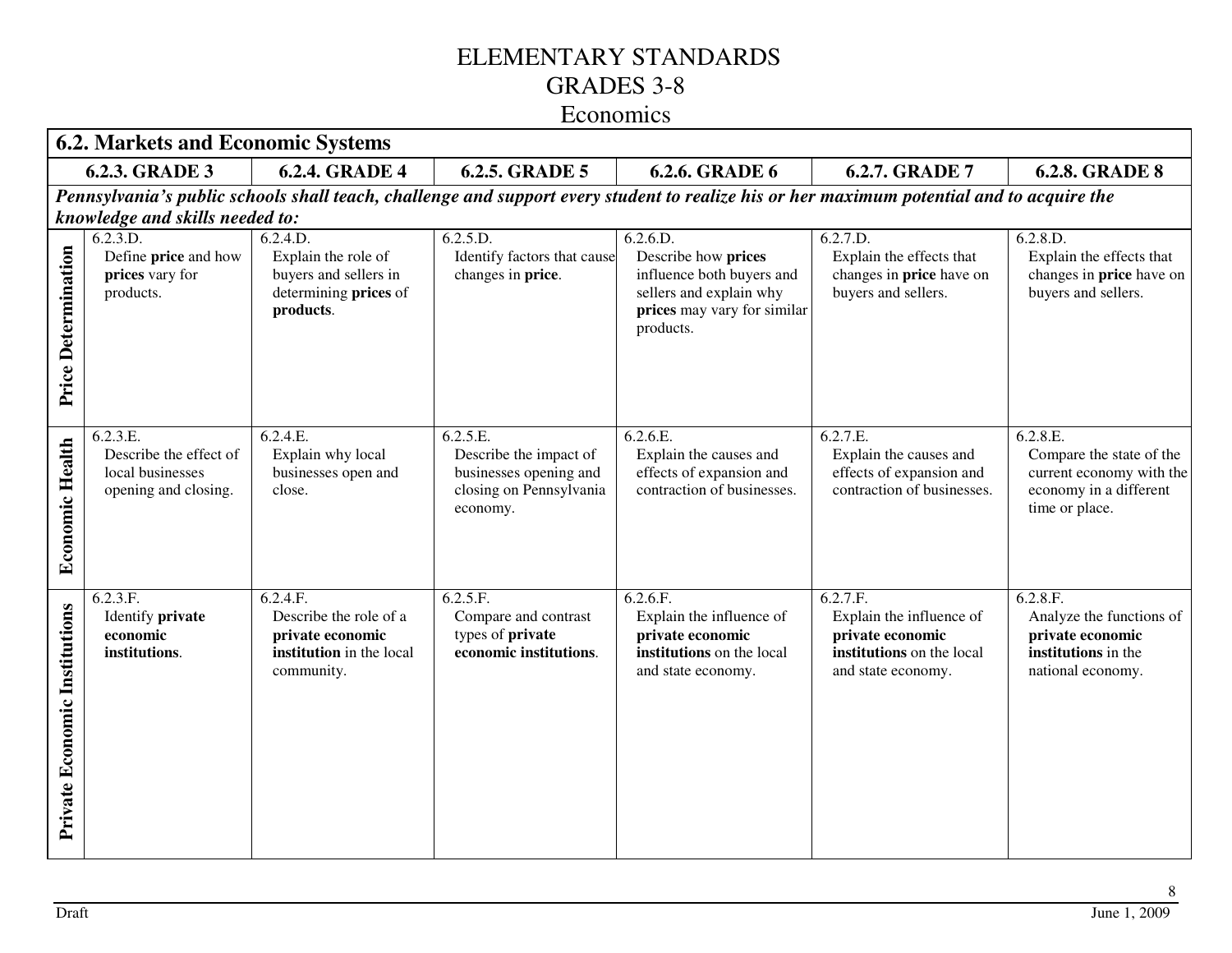# ELEMENTARY STANDARDS
# GRADES 3-8
## Economics

| 6.2. Markets and Economic Systems | | | | | | |
|---|---|---|---|---|---|---|
| | **6.2.3. GRADE 3** | **6.2.4. GRADE 4** | **6.2.5. GRADE 5** | **6.2.6. GRADE 6** | **6.2.7. GRADE 7** | **6.2.8. GRADE 8** |
| | ***Pennsylvania's public schools shall teach, challenge and support every student to realize his or her maximum potential and to acquire the knowledge and skills needed to:*** | | | | | |
| **Price Determination** | 6.2.3.D. Define **price** and how **prices** vary for products. | 6.2.4.D. Explain the role of buyers and sellers in determining **prices** of **products**. | 6.2.5.D. Identify factors that cause changes in **price**. | 6.2.6.D. Describe how **prices** influence both buyers and sellers and explain why **prices** may vary for similar products. | 6.2.7.D. Explain the effects that changes in **price** have on buyers and sellers. | 6.2.8.D. Explain the effects that changes in **price** have on buyers and sellers. |
| **Economic Health** | 6.2.3.E. Describe the effect of local businesses opening and closing. | 6.2.4.E. Explain why local businesses open and close. | 6.2.5.E. Describe the impact of businesses opening and closing on Pennsylvania economy. | 6.2.6.E. Explain the causes and effects of expansion and contraction of businesses. | 6.2.7.E. Explain the causes and effects of expansion and contraction of businesses. | 6.2.8.E. Compare the state of the current economy with the economy in a different time or place. |
| **Private Economic Institutions** | 6.2.3.F. Identify **private economic institutions**. | 6.2.4.F. Describe the role of a **private economic institution** in the local community. | 6.2.5.F. Compare and contrast types of **private economic institutions**. | 6.2.6.F. Explain the influence of **private economic institutions** on the local and state economy. | 6.2.7.F. Explain the influence of **private economic institutions** on the local and state economy. | 6.2.8.F. Analyze the functions of **private economic institutions** in the national economy. |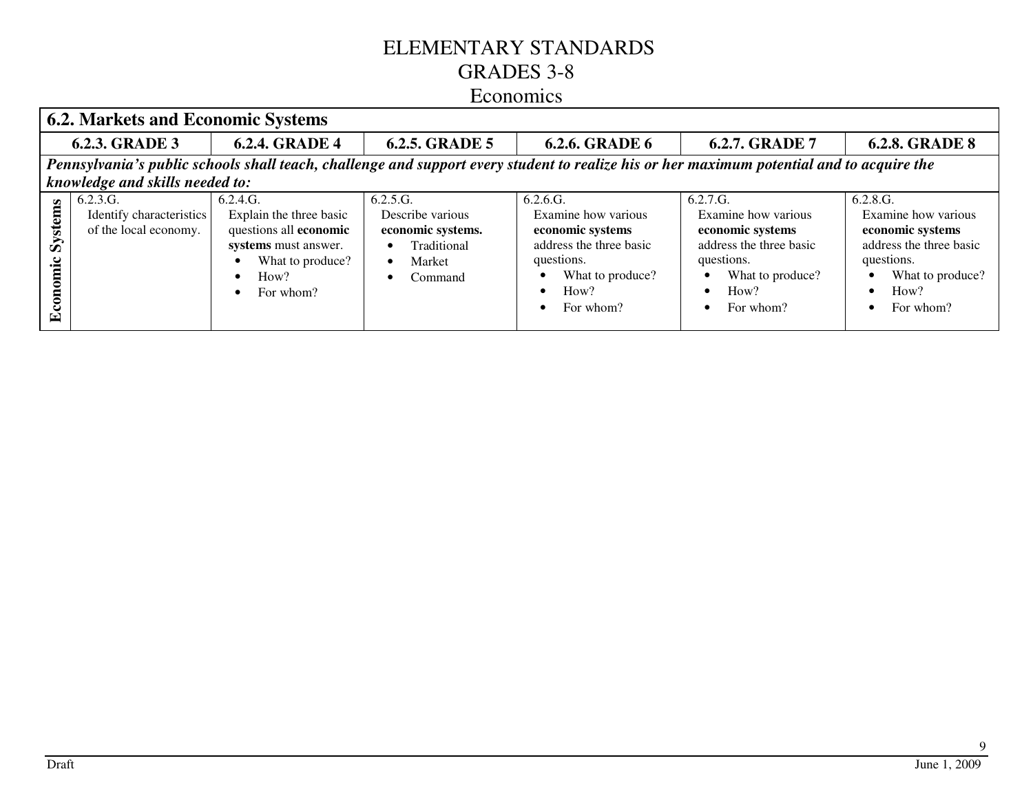# ELEMENTARY STANDARDS
# GRADES 3-8
# Economics

| 6.2. Markets and Economic Systems | | | | | | |
|---|---|---|---|---|---|---|
| | **6.2.3. GRADE 3** | **6.2.4. GRADE 4** | **6.2.5. GRADE 5** | **6.2.6. GRADE 6** | **6.2.7. GRADE 7** | **6.2.8. GRADE 8** |
| ***Pennsylvania's public schools shall teach, challenge and support every student to realize his or her maximum potential and to acquire the knowledge and skills needed to:*** | | | | | | |
| **Economic Systems** | 6.2.3.G. Identify characteristics of the local economy. | 6.2.4.G. Explain the three basic questions all **economic systems** must answer. <br>• What to produce? <br>• How? <br>• For whom? | 6.2.5.G. Describe various **economic systems.** <br>• Traditional <br>• Market <br>• Command | 6.2.6.G. Examine how various **economic systems** address the three basic questions. <br>• What to produce? <br>• How? <br>• For whom? | 6.2.7.G. Examine how various **economic systems** address the three basic questions. <br>• What to produce? <br>• How? <br>• For whom? | 6.2.8.G. Examine how various **economic systems** address the three basic questions. <br>• What to produce? <br>• How? <br>• For whom? |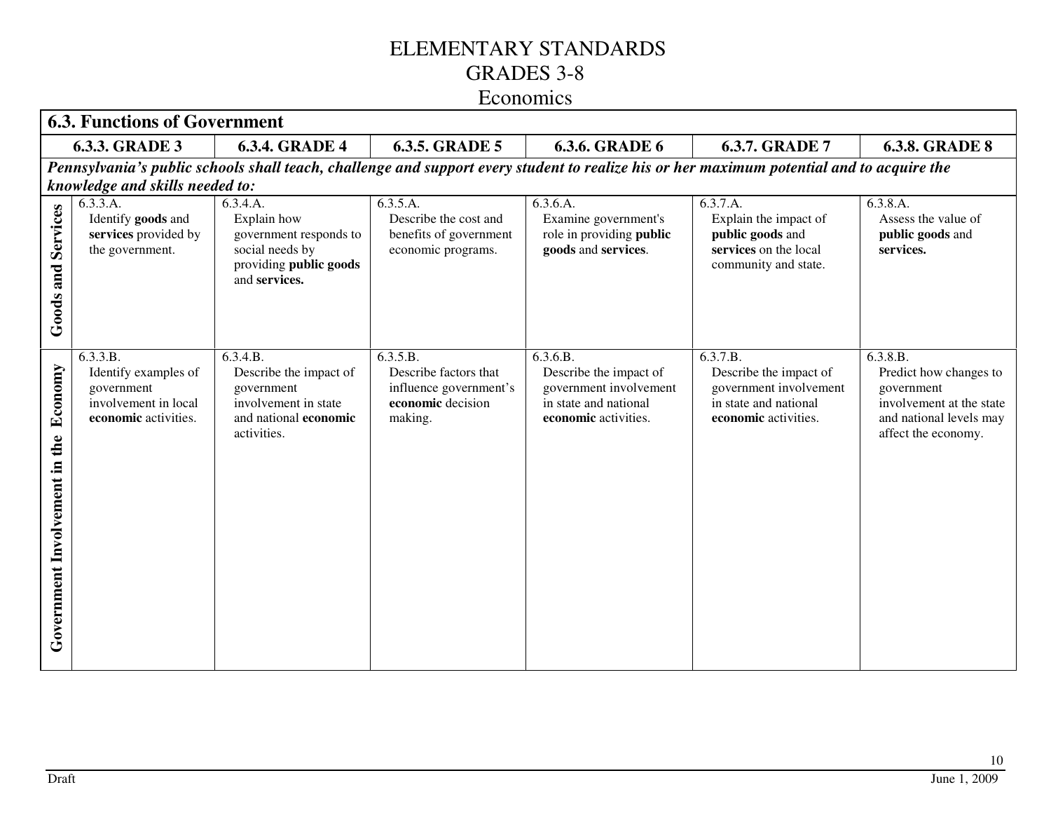# ELEMENTARY STANDARDS
# GRADES 3-8
## Economics

| 6.3. Functions of Government | | | | | | |
|---|---|---|---|---|---|---|
| | **6.3.3. GRADE 3** | **6.3.4. GRADE 4** | **6.3.5. GRADE 5** | **6.3.6. GRADE 6** | **6.3.7. GRADE 7** | **6.3.8. GRADE 8** |
| ***Pennsylvania's public schools shall teach, challenge and support every student to realize his or her maximum potential and to acquire the knowledge and skills needed to:*** | | | | | | |
| **Goods and Services** | 6.3.3.A. Identify **goods** and **services** provided by the government. | 6.3.4.A. Explain how government responds to social needs by providing **public goods** and **services.** | 6.3.5.A. Describe the cost and benefits of government economic programs. | 6.3.6.A. Examine government's role in providing **public goods** and **services**. | 6.3.7.A. Explain the impact of **public goods** and **services** on the local community and state. | 6.3.8.A. Assess the value of **public goods** and **services.** |
| **Government Involvement in the Economy** | 6.3.3.B. Identify examples of government involvement in local **economic** activities. | 6.3.4.B. Describe the impact of government involvement in state and national **economic** activities. | 6.3.5.B. Describe factors that influence government's **economic** decision making. | 6.3.6.B. Describe the impact of government involvement in state and national **economic** activities. | 6.3.7.B. Describe the impact of government involvement in state and national **economic** activities. | 6.3.8.B. Predict how changes to government involvement at the state and national levels may affect the economy. |

Draft June 1, 2009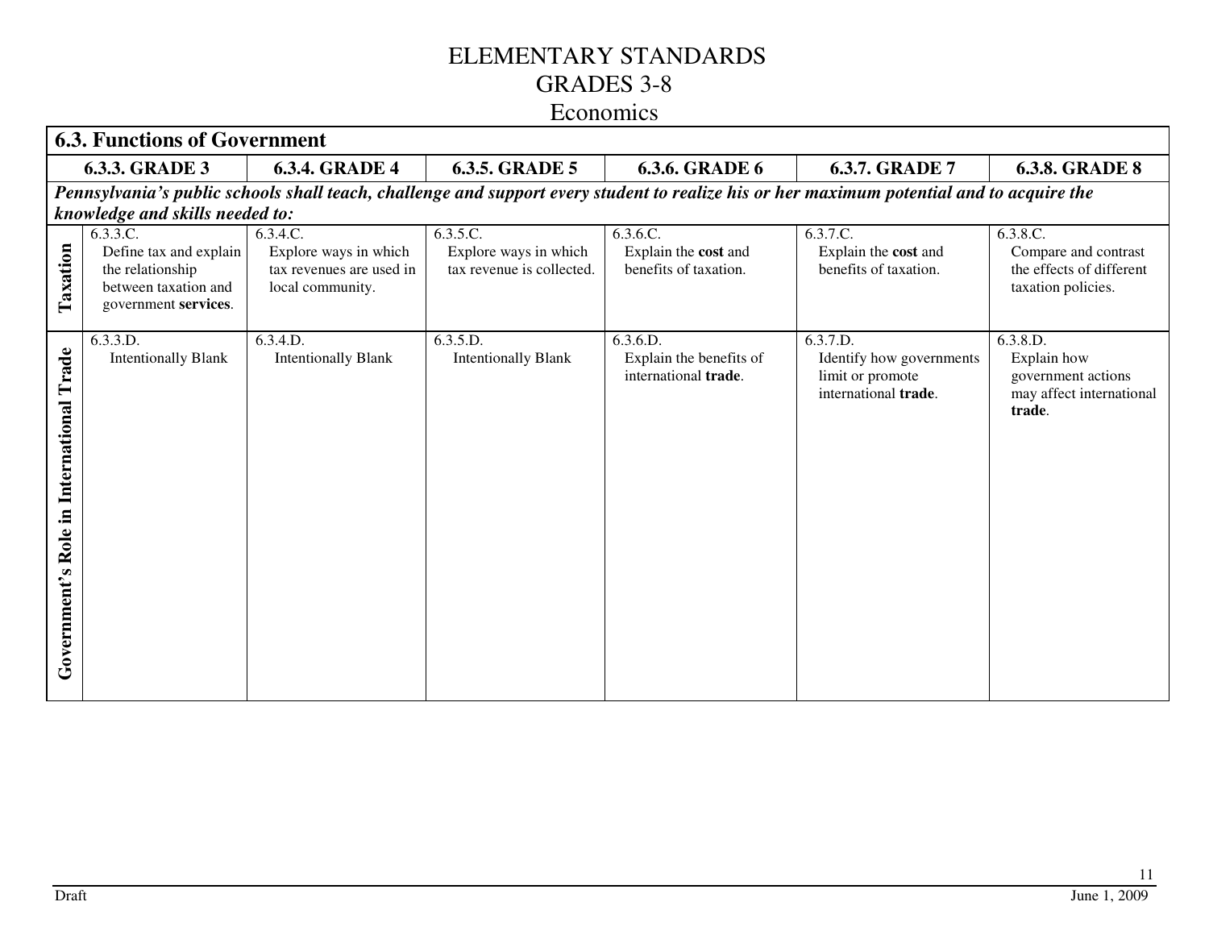# ELEMENTARY STANDARDS
# GRADES 3-8
# Economics

| **6.3. Functions of Government** | | | | | | |
|---|---|---|---|---|---|---|
| | **6.3.3. GRADE 3** | **6.3.4. GRADE 4** | **6.3.5. GRADE 5** | **6.3.6. GRADE 6** | **6.3.7. GRADE 7** | **6.3.8. GRADE 8** |
| ***Pennsylvania's public schools shall teach, challenge and support every student to realize his or her maximum potential and to acquire the knowledge and skills needed to:*** | | | | | | |
| **Taxation** | 6.3.3.C. Define tax and explain the relationship between taxation and government **services**. | 6.3.4.C. Explore ways in which tax revenues are used in local community. | 6.3.5.C. Explore ways in which tax revenue is collected. | 6.3.6.C. Explain the **cost** and benefits of taxation. | 6.3.7.C. Explain the **cost** and benefits of taxation. | 6.3.8.C. Compare and contrast the effects of different taxation policies. |
| **Government's Role in International Trade** | 6.3.3.D. Intentionally Blank | 6.3.4.D. Intentionally Blank | 6.3.5.D. Intentionally Blank | 6.3.6.D. Explain the benefits of international **trade**. | 6.3.7.D. Identify how governments limit or promote international **trade**. | 6.3.8.D. Explain how government actions may affect international **trade**. |

Draft

June 1, 2009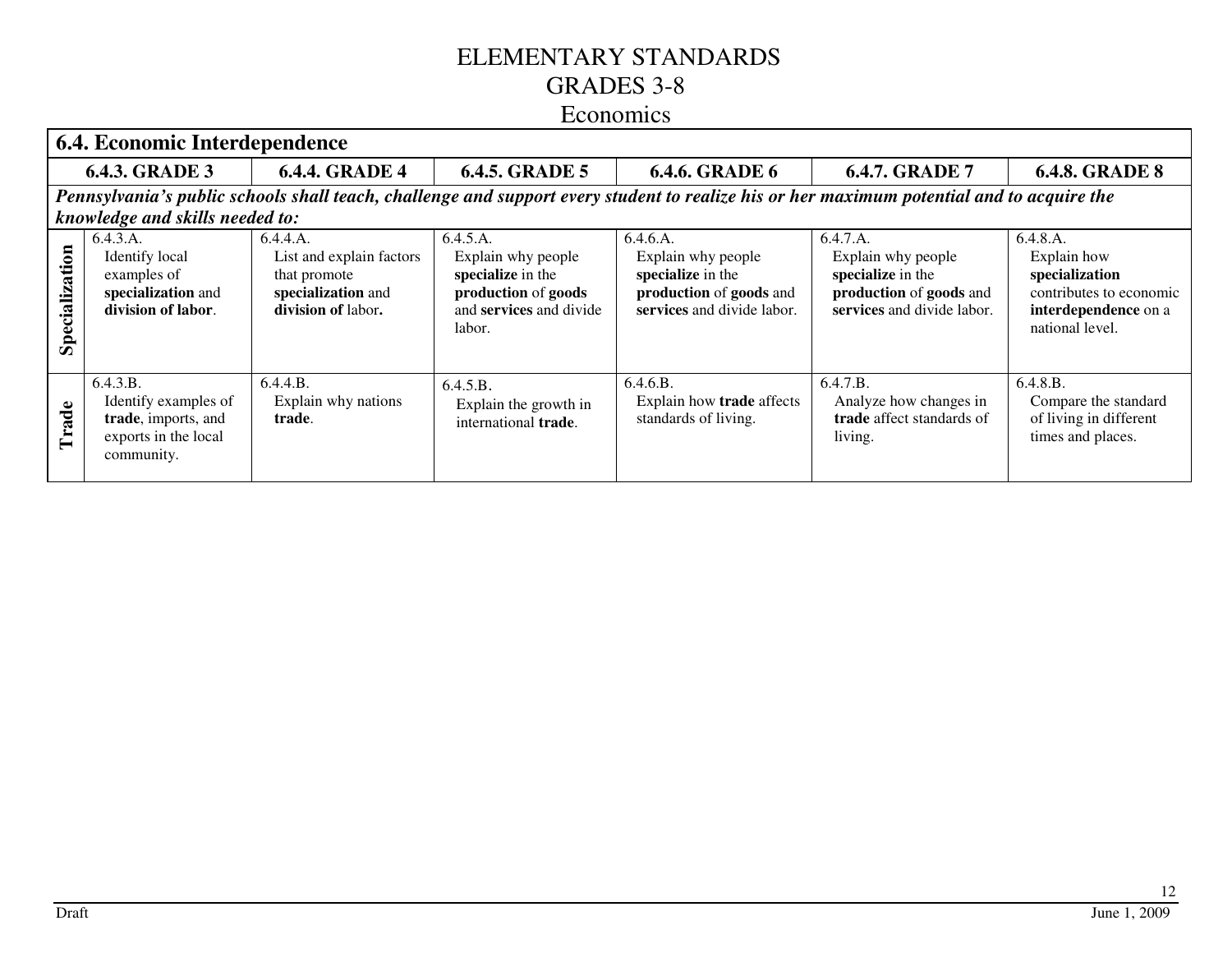# ELEMENTARY STANDARDS
# GRADES 3-8
# Economics

## 6.4. Economic Interdependence

| | 6.4.3. GRADE 3 | 6.4.4. GRADE 4 | 6.4.5. GRADE 5 | 6.4.6. GRADE 6 | 6.4.7. GRADE 7 | 6.4.8. GRADE 8 |
|---|---|---|---|---|---|---|
| ***Pennsylvania's public schools shall teach, challenge and support every student to realize his or her maximum potential and to acquire the knowledge and skills needed to:*** | | | | | | |
| **Specialization** | 6.4.3.A. Identify local examples of **specialization** and **division of labor**. | 6.4.4.A. List and explain factors that promote **specialization** and **division of** labor**.** | 6.4.5.A. Explain why people **specialize** in the **production** of **goods** and **services** and divide labor. | 6.4.6.A. Explain why people **specialize** in the **production** of **goods** and **services** and divide labor. | 6.4.7.A. Explain why people **specialize** in the **production** of **goods** and **services** and divide labor. | 6.4.8.A. Explain how **specialization** contributes to economic **interdependence** on a national level. |
| **Trade** | 6.4.3.B. Identify examples of **trade**, imports, and exports in the local community. | 6.4.4.B. Explain why nations **trade**. | 6.4.5.B. Explain the growth in international **trade**. | 6.4.6.B. Explain how **trade** affects standards of living. | 6.4.7.B. Analyze how changes in **trade** affect standards of living. | 6.4.8.B. Compare the standard of living in different times and places. |

Draft June 1, 2009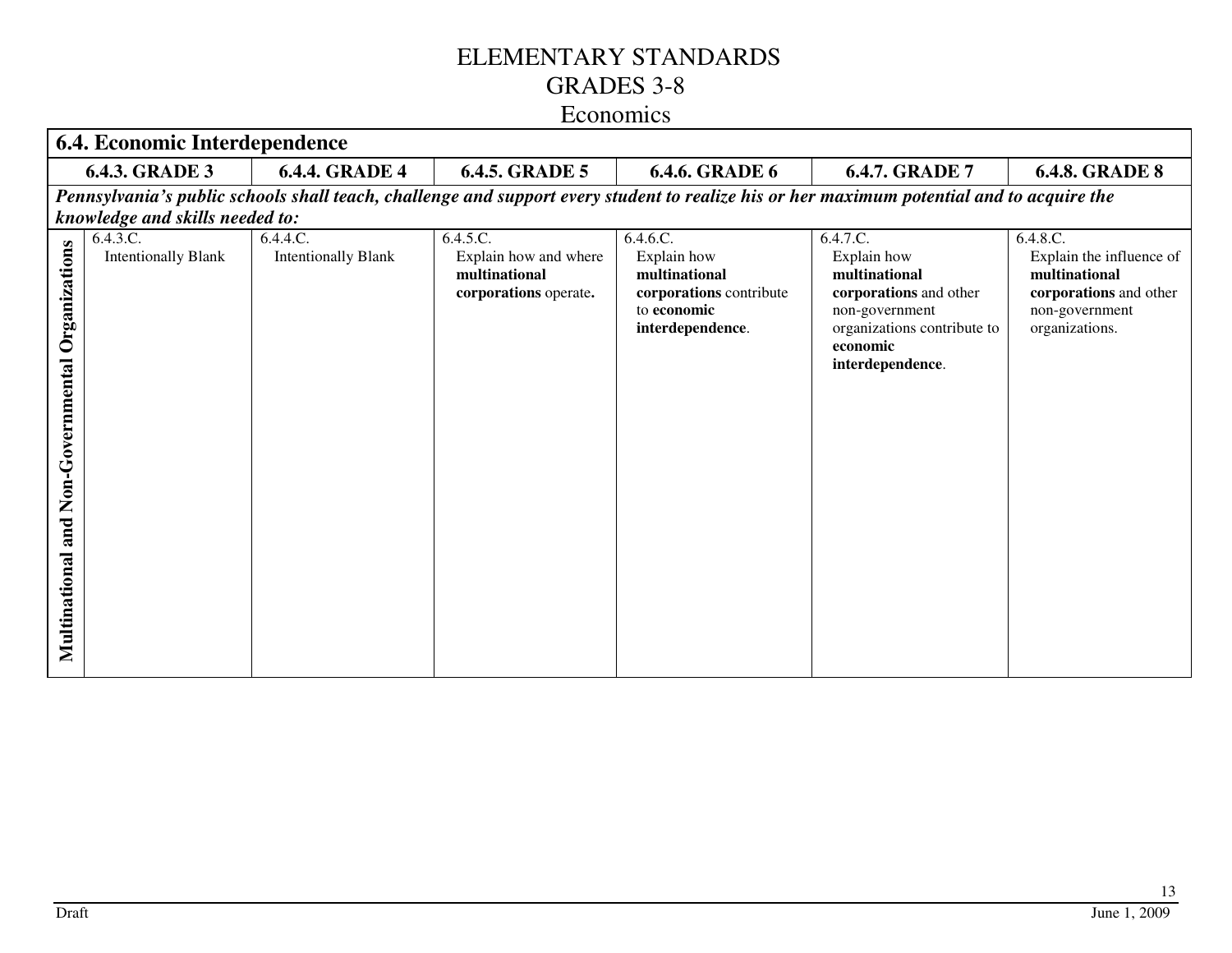# ELEMENTARY STANDARDS
# GRADES 3-8
## Economics

| 6.4. Economic Interdependence | | | | | | |
|---|---|---|---|---|---|---|
| | **6.4.3. GRADE 3** | **6.4.4. GRADE 4** | **6.4.5. GRADE 5** | **6.4.6. GRADE 6** | **6.4.7. GRADE 7** | **6.4.8. GRADE 8** |
| ***Pennsylvania's public schools shall teach, challenge and support every student to realize his or her maximum potential and to acquire the knowledge and skills needed to:*** | | | | | | |
| **Multinational and Non-Governmental Organizations** | 6.4.3.C. Intentionally Blank | 6.4.4.C. Intentionally Blank | 6.4.5.C. Explain how and where **multinational corporations** operate**.** | 6.4.6.C. Explain how **multinational corporations** contribute to **economic interdependence**. | 6.4.7.C. Explain how **multinational corporations** and other non-government organizations contribute to **economic interdependence**. | 6.4.8.C. Explain the influence of **multinational corporations** and other non-government organizations. |

Draft June 1, 2009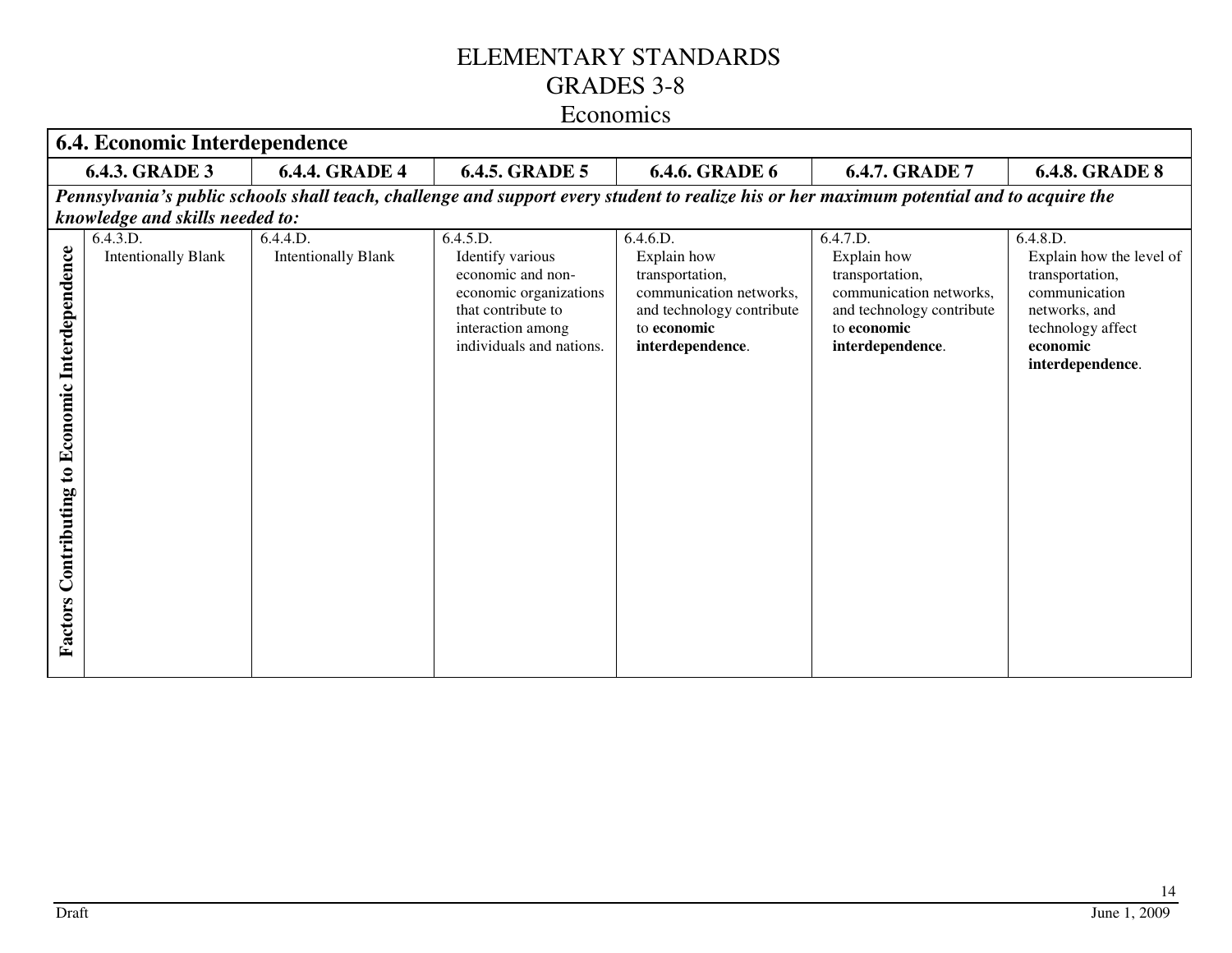# ELEMENTARY STANDARDS
# GRADES 3-8
# Economics

## 6.4. Economic Interdependence

| | 6.4.3. GRADE 3 | 6.4.4. GRADE 4 | 6.4.5. GRADE 5 | 6.4.6. GRADE 6 | 6.4.7. GRADE 7 | 6.4.8. GRADE 8 |
|---|---|---|---|---|---|---|
| ***Pennsylvania's public schools shall teach, challenge and support every student to realize his or her maximum potential and to acquire the knowledge and skills needed to:*** | | | | | | |
| **Factors Contributing to Economic Interdependence** | 6.4.3.D. Intentionally Blank | 6.4.4.D. Intentionally Blank | 6.4.5.D. Identify various economic and non-economic organizations that contribute to interaction among individuals and nations. | 6.4.6.D. Explain how transportation, communication networks, and technology contribute to **economic interdependence**. | 6.4.7.D. Explain how transportation, communication networks, and technology contribute to **economic interdependence**. | 6.4.8.D. Explain how the level of transportation, communication networks, and technology affect **economic interdependence**. |

Draft June 1, 2009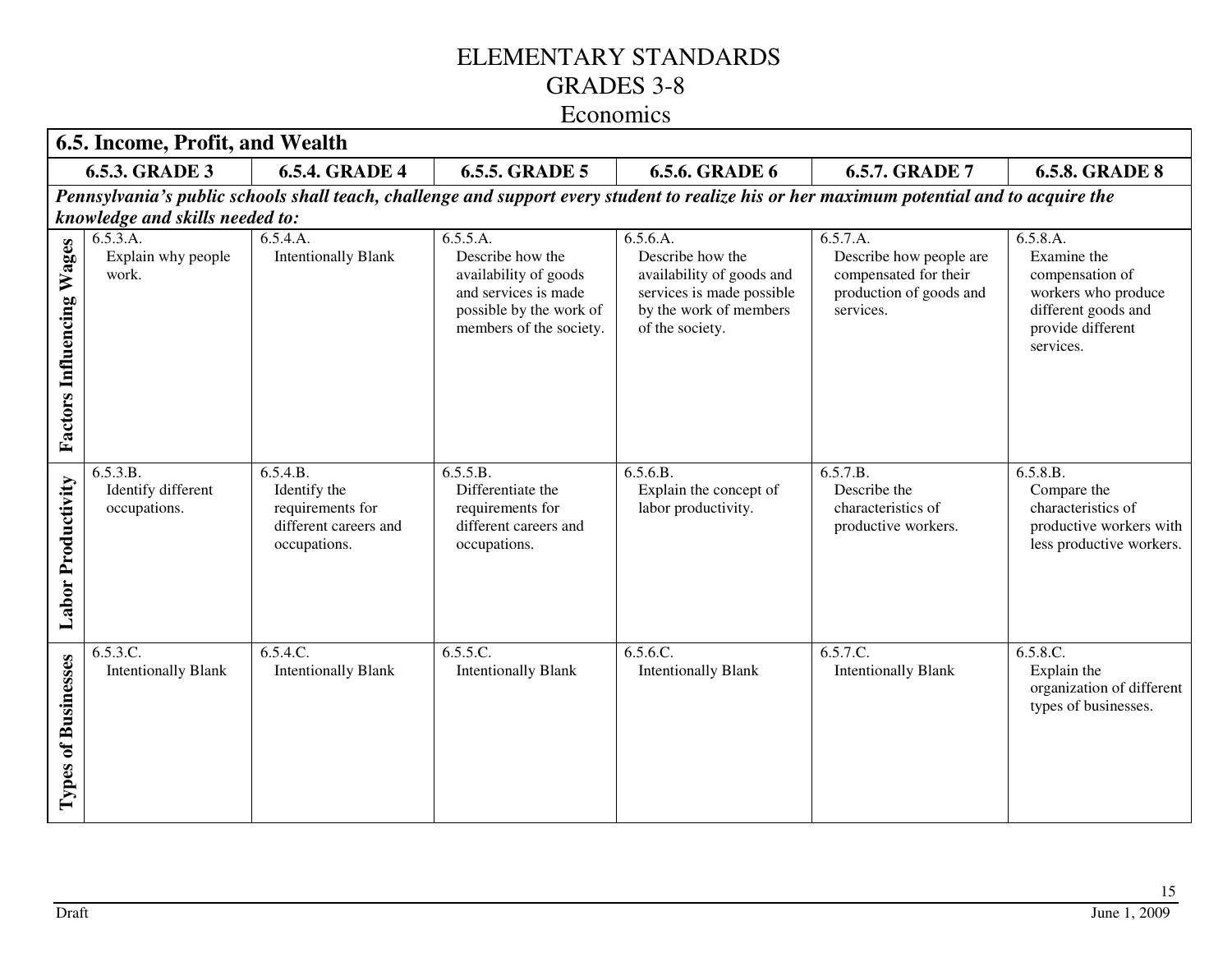# ELEMENTARY STANDARDS
# GRADES 3-8
## Economics

### 6.5. Income, Profit, and Wealth

| | 6.5.3. GRADE 3 | 6.5.4. GRADE 4 | 6.5.5. GRADE 5 | 6.5.6. GRADE 6 | 6.5.7. GRADE 7 | 6.5.8. GRADE 8 |
|---|---|---|---|---|---|---|
| ***Pennsylvania's public schools shall teach, challenge and support every student to realize his or her maximum potential and to acquire the knowledge and skills needed to:*** | | | | | | |
| **Factors Influencing Wages** | 6.5.3.A. Explain why people work. | 6.5.4.A. Intentionally Blank | 6.5.5.A. Describe how the availability of goods and services is made possible by the work of members of the society. | 6.5.6.A. Describe how the availability of goods and services is made possible by the work of members of the society. | 6.5.7.A. Describe how people are compensated for their production of goods and services. | 6.5.8.A. Examine the compensation of workers who produce different goods and provide different services. |
| **Labor Productivity** | 6.5.3.B. Identify different occupations. | 6.5.4.B. Identify the requirements for different careers and occupations. | 6.5.5.B. Differentiate the requirements for different careers and occupations. | 6.5.6.B. Explain the concept of labor productivity. | 6.5.7.B. Describe the characteristics of productive workers. | 6.5.8.B. Compare the characteristics of productive workers with less productive workers. |
| **Types of Businesses** | 6.5.3.C. Intentionally Blank | 6.5.4.C. Intentionally Blank | 6.5.5.C. Intentionally Blank | 6.5.6.C. Intentionally Blank | 6.5.7.C. Intentionally Blank | 6.5.8.C. Explain the organization of different types of businesses. |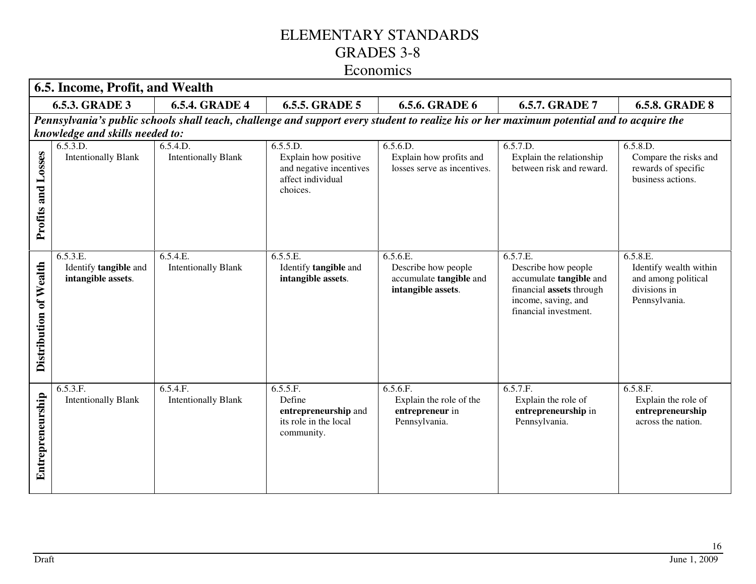# ELEMENTARY STANDARDS
# GRADES 3-8
## Economics

| 6.5. Income, Profit, and Wealth | | | | | | |
|---|---|---|---|---|---|---|
| | **6.5.3. GRADE 3** | **6.5.4. GRADE 4** | **6.5.5. GRADE 5** | **6.5.6. GRADE 6** | **6.5.7. GRADE 7** | **6.5.8. GRADE 8** |
| ***Pennsylvania's public schools shall teach, challenge and support every student to realize his or her maximum potential and to acquire the knowledge and skills needed to:*** | | | | | | |
| **Profits and Losses** | 6.5.3.D. Intentionally Blank | 6.5.4.D. Intentionally Blank | 6.5.5.D. Explain how positive and negative incentives affect individual choices. | 6.5.6.D. Explain how profits and losses serve as incentives. | 6.5.7.D. Explain the relationship between risk and reward. | 6.5.8.D. Compare the risks and rewards of specific business actions. |
| **Distribution of Wealth** | 6.5.3.E. Identify **tangible** and **intangible assets**. | 6.5.4.E. Intentionally Blank | 6.5.5.E. Identify **tangible** and **intangible assets**. | 6.5.6.E. Describe how people accumulate **tangible** and **intangible assets**. | 6.5.7.E. Describe how people accumulate **tangible** and financial **assets** through income, saving, and financial investment. | 6.5.8.E. Identify wealth within and among political divisions in Pennsylvania. |
| **Entrepreneurship** | 6.5.3.F. Intentionally Blank | 6.5.4.F. Intentionally Blank | 6.5.5.F. Define **entrepreneurship** and its role in the local community. | 6.5.6.F. Explain the role of the **entrepreneur** in Pennsylvania. | 6.5.7.F. Explain the role of **entrepreneurship** in Pennsylvania. | 6.5.8.F. Explain the role of **entrepreneurship** across the nation. |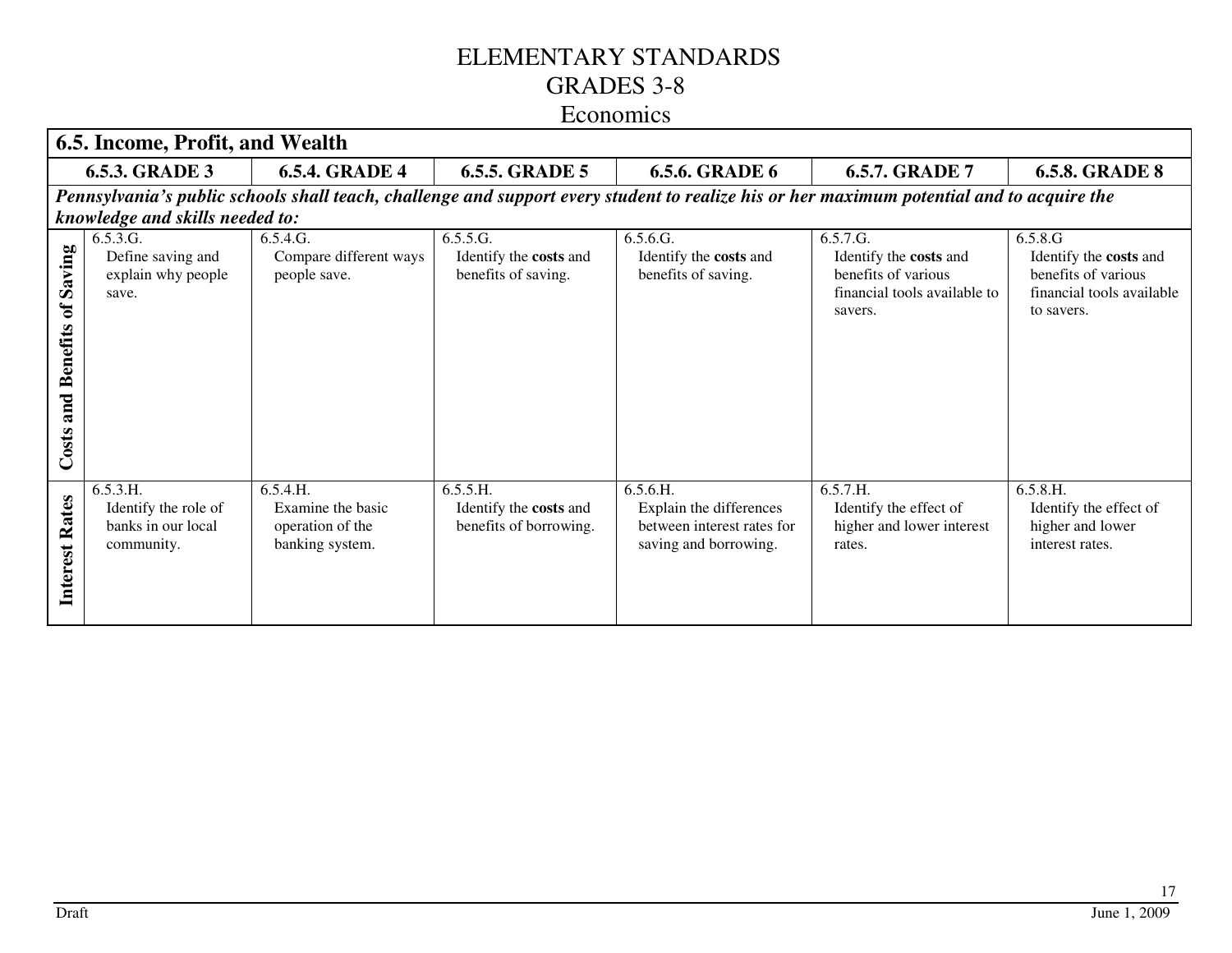# ELEMENTARY STANDARDS
# GRADES 3-8
# Economics

| 6.5. Income, Profit, and Wealth | | | | | | |
|---|---|---|---|---|---|---|
| | **6.5.3. GRADE 3** | **6.5.4. GRADE 4** | **6.5.5. GRADE 5** | **6.5.6. GRADE 6** | **6.5.7. GRADE 7** | **6.5.8. GRADE 8** |
| ***Pennsylvania's public schools shall teach, challenge and support every student to realize his or her maximum potential and to acquire the knowledge and skills needed to:*** | | | | | | |
| **Costs and Benefits of Saving** | 6.5.3.G. Define saving and explain why people save. | 6.5.4.G. Compare different ways people save. | 6.5.5.G. Identify the **costs** and benefits of saving. | 6.5.6.G. Identify the **costs** and benefits of saving. | 6.5.7.G. Identify the **costs** and benefits of various financial tools available to savers. | 6.5.8.G Identify the **costs** and benefits of various financial tools available to savers. |
| **Interest Rates** | 6.5.3.H. Identify the role of banks in our local community. | 6.5.4.H. Examine the basic operation of the banking system. | 6.5.5.H. Identify the **costs** and benefits of borrowing. | 6.5.6.H. Explain the differences between interest rates for saving and borrowing. | 6.5.7.H. Identify the effect of higher and lower interest rates. | 6.5.8.H. Identify the effect of higher and lower interest rates. |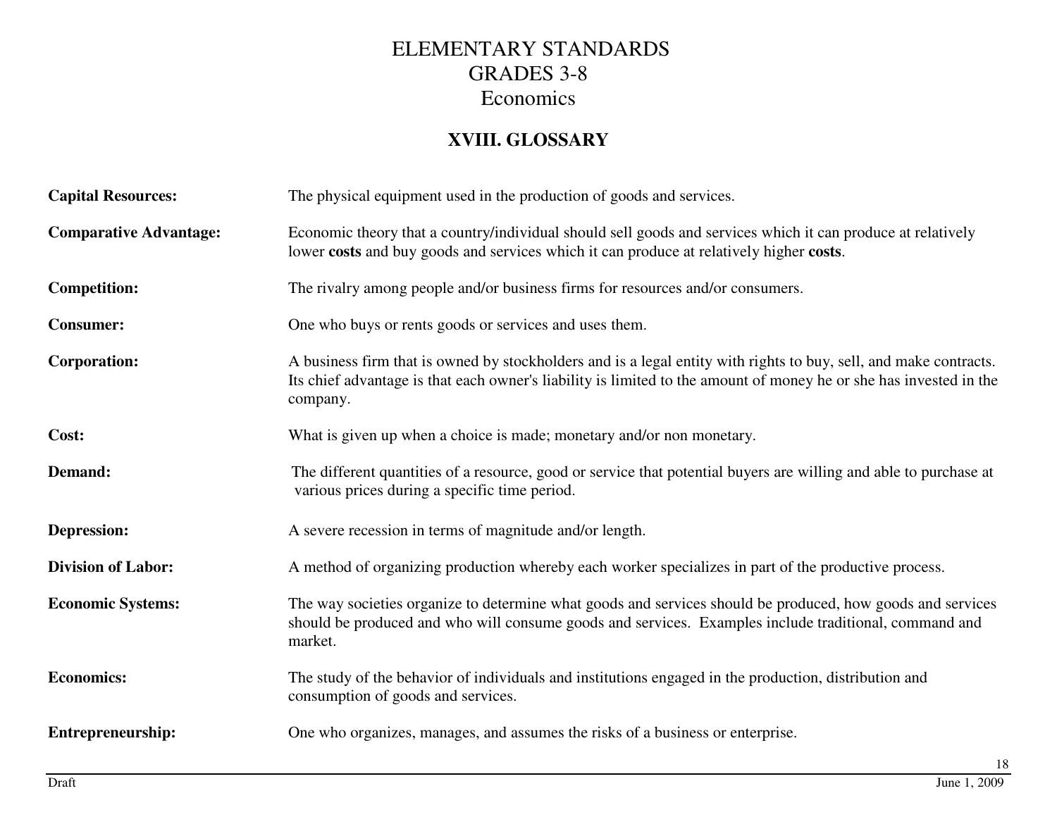# ELEMENTARY STANDARDS
# GRADES 3-8
# Economics

## XVIII. GLOSSARY

**Capital Resources:** The physical equipment used in the production of goods and services.

**Comparative Advantage:** Economic theory that a country/individual should sell goods and services which it can produce at relatively lower **costs** and buy goods and services which it can produce at relatively higher **costs**.

**Competition:** The rivalry among people and/or business firms for resources and/or consumers.

**Consumer:** One who buys or rents goods or services and uses them.

**Corporation:** A business firm that is owned by stockholders and is a legal entity with rights to buy, sell, and make contracts. Its chief advantage is that each owner's liability is limited to the amount of money he or she has invested in the company.

**Cost:** What is given up when a choice is made; monetary and/or non monetary.

**Demand:** The different quantities of a resource, good or service that potential buyers are willing and able to purchase at various prices during a specific time period.

**Depression:** A severe recession in terms of magnitude and/or length.

**Division of Labor:** A method of organizing production whereby each worker specializes in part of the productive process.

**Economic Systems:** The way societies organize to determine what goods and services should be produced, how goods and services should be produced and who will consume goods and services. Examples include traditional, command and market.

**Economics:** The study of the behavior of individuals and institutions engaged in the production, distribution and consumption of goods and services.

**Entrepreneurship:** One who organizes, manages, and assumes the risks of a business or enterprise.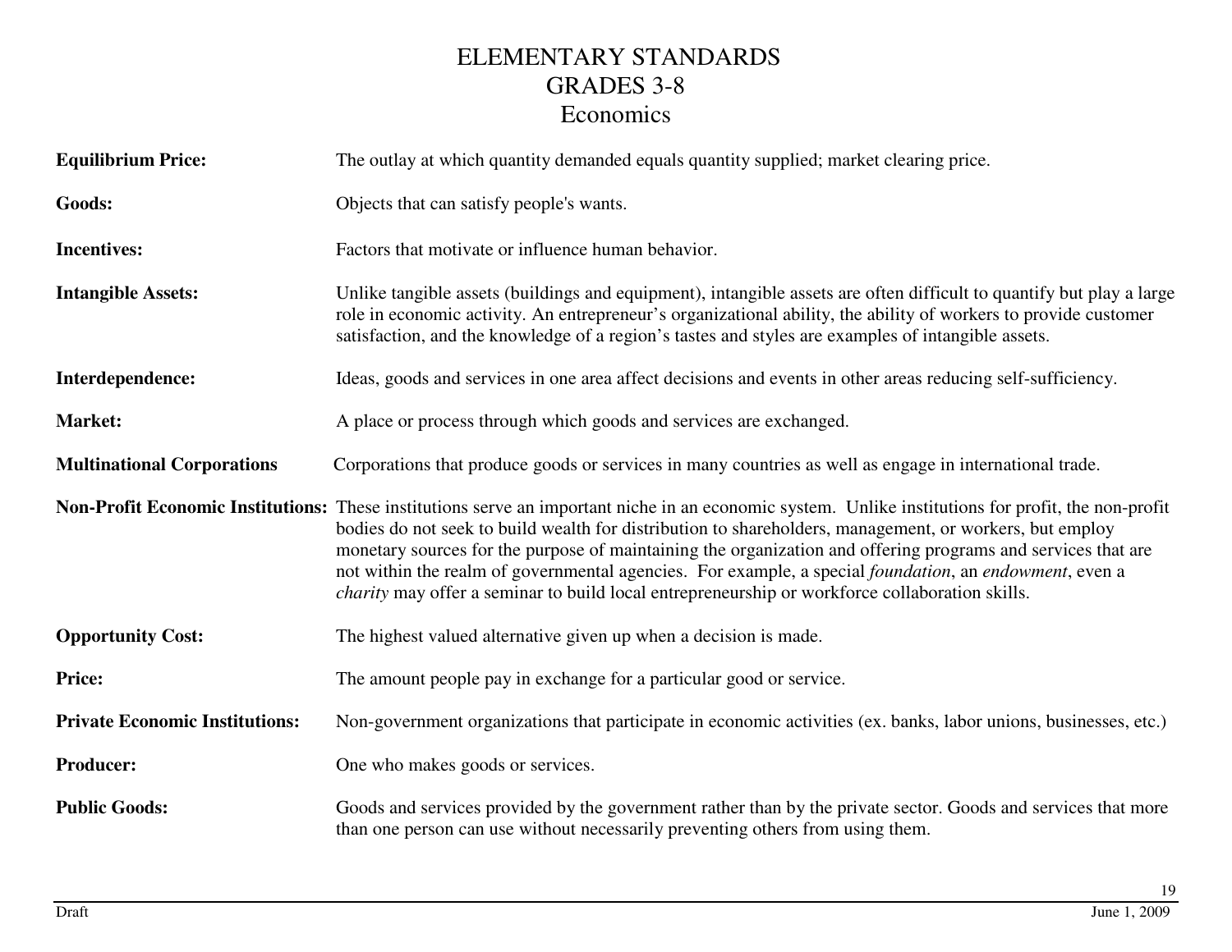# ELEMENTARY STANDARDS
## GRADES 3-8
## Economics

**Equilibrium Price:** The outlay at which quantity demanded equals quantity supplied; market clearing price.

**Goods:** Objects that can satisfy people's wants.

**Incentives:** Factors that motivate or influence human behavior.

**Intangible Assets:** Unlike tangible assets (buildings and equipment), intangible assets are often difficult to quantify but play a large role in economic activity. An entrepreneur's organizational ability, the ability of workers to provide customer satisfaction, and the knowledge of a region's tastes and styles are examples of intangible assets.

**Interdependence:** Ideas, goods and services in one area affect decisions and events in other areas reducing self-sufficiency.

**Market:** A place or process through which goods and services are exchanged.

**Multinational Corporations** Corporations that produce goods or services in many countries as well as engage in international trade.

**Non-Profit Economic Institutions:** These institutions serve an important niche in an economic system. Unlike institutions for profit, the non-profit bodies do not seek to build wealth for distribution to shareholders, management, or workers, but employ monetary sources for the purpose of maintaining the organization and offering programs and services that are not within the realm of governmental agencies. For example, a special *foundation*, an *endowment*, even a *charity* may offer a seminar to build local entrepreneurship or workforce collaboration skills.

**Opportunity Cost:** The highest valued alternative given up when a decision is made.

**Price:** The amount people pay in exchange for a particular good or service.

**Private Economic Institutions:** Non-government organizations that participate in economic activities (ex. banks, labor unions, businesses, etc.)

**Producer:** One who makes goods or services.

**Public Goods:** Goods and services provided by the government rather than by the private sector. Goods and services that more than one person can use without necessarily preventing others from using them.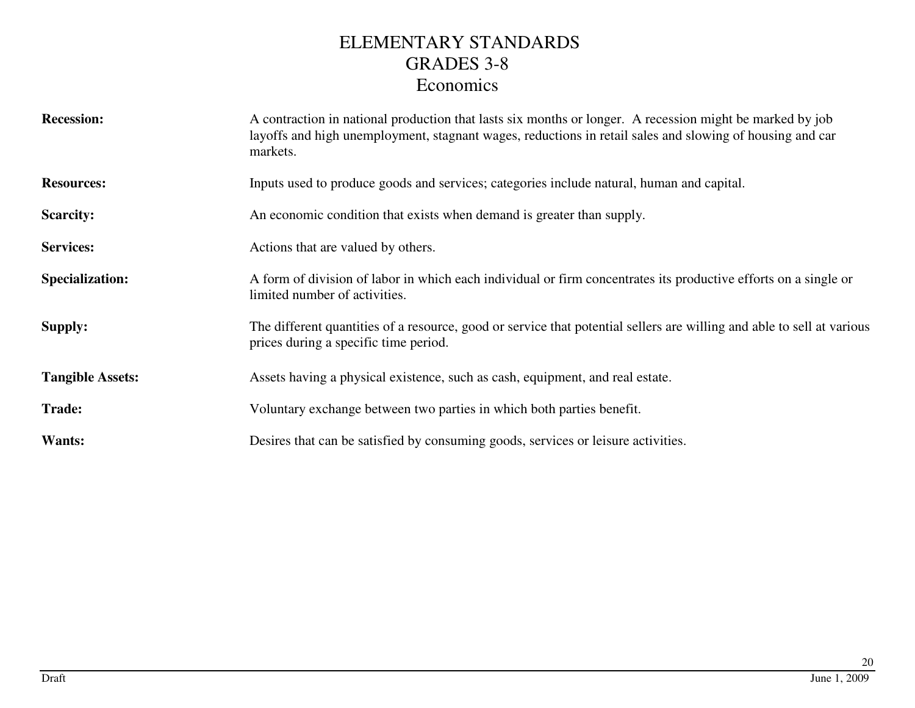# ELEMENTARY STANDARDS
## GRADES 3-8
### Economics

**Recession:** A contraction in national production that lasts six months or longer. A recession might be marked by job layoffs and high unemployment, stagnant wages, reductions in retail sales and slowing of housing and car markets.

**Resources:** Inputs used to produce goods and services; categories include natural, human and capital.

**Scarcity:** An economic condition that exists when demand is greater than supply.

**Services:** Actions that are valued by others.

**Specialization:** A form of division of labor in which each individual or firm concentrates its productive efforts on a single or limited number of activities.

**Supply:** The different quantities of a resource, good or service that potential sellers are willing and able to sell at various prices during a specific time period.

**Tangible Assets:** Assets having a physical existence, such as cash, equipment, and real estate.

**Trade:** Voluntary exchange between two parties in which both parties benefit.

**Wants:** Desires that can be satisfied by consuming goods, services or leisure activities.